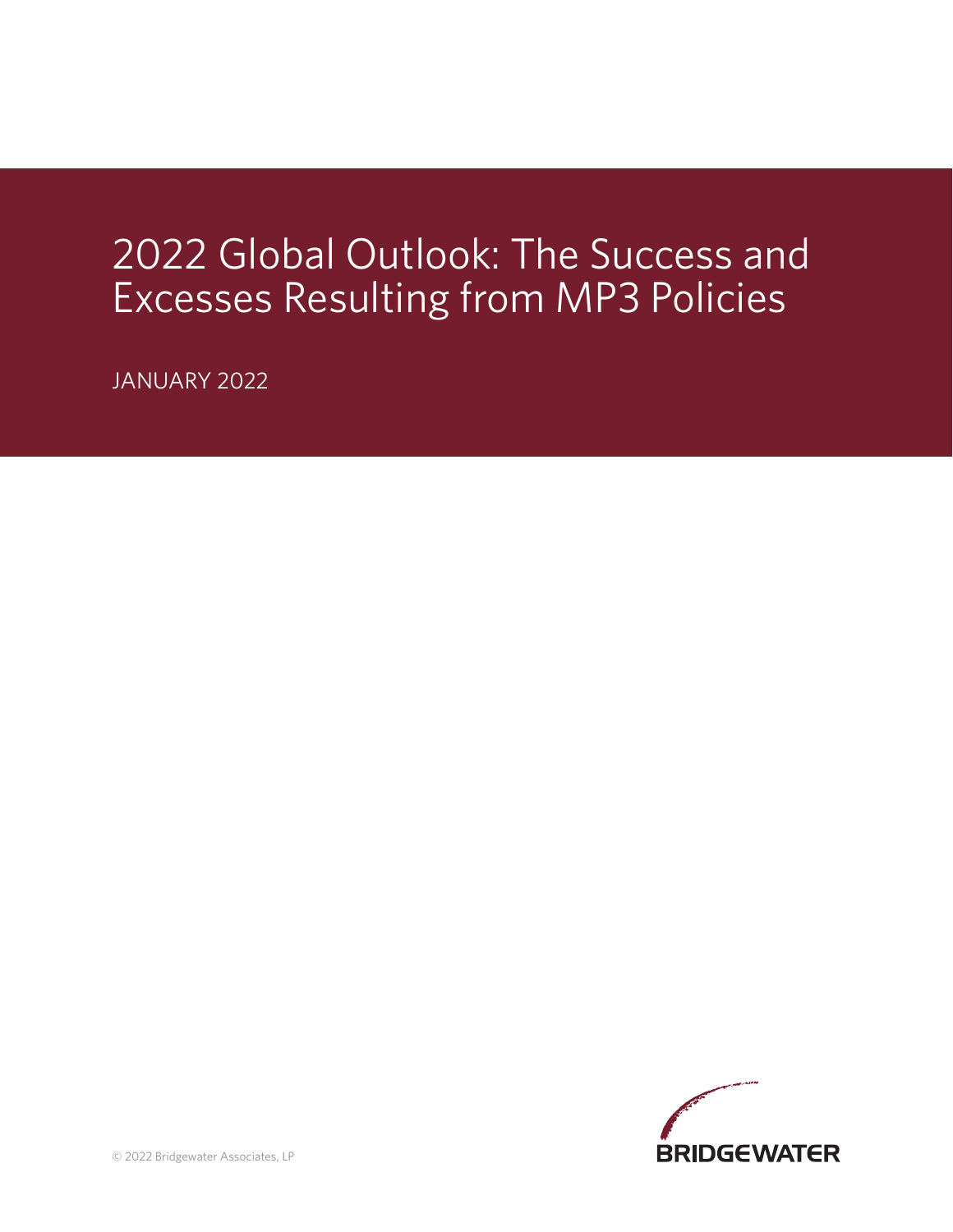# 2022 Global Outlook: The Success and Excesses Resulting from MP3 Policies

JANUARY 2022

© 2022 Bridgewater Associates, LP

BRIDGEWATER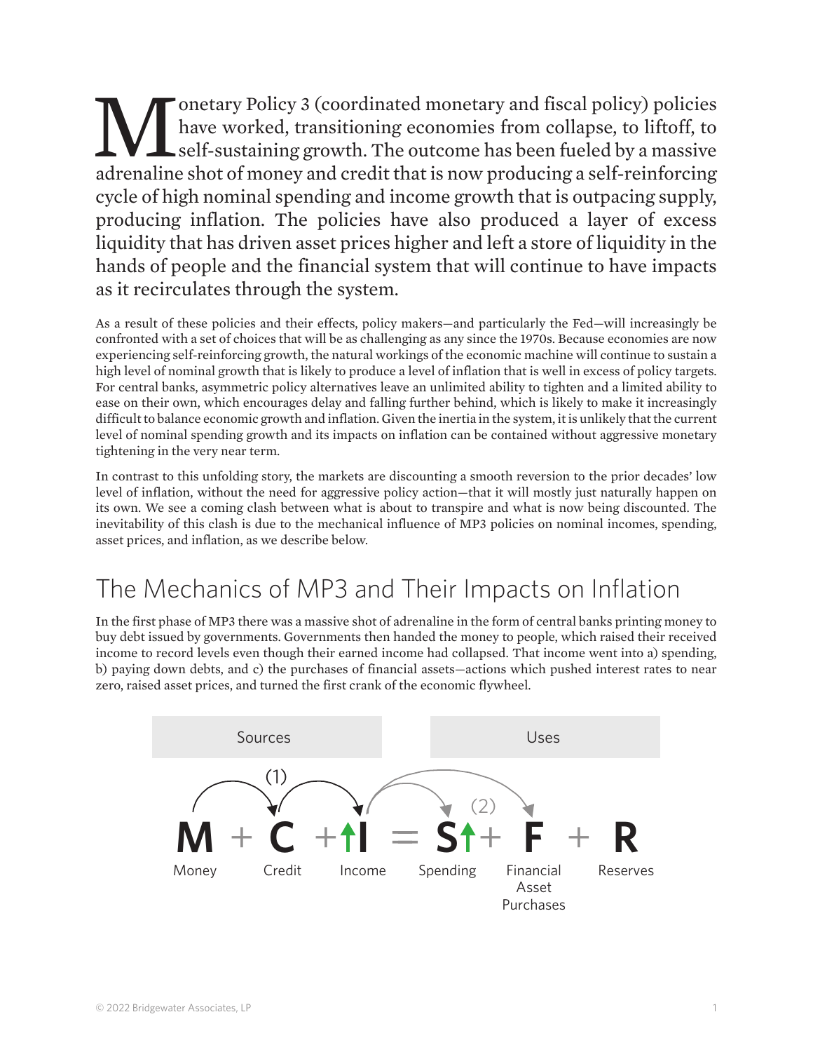Monetary Policy 3 (coordinated monetary and fiscal policy) policies have worked, transitioning economies from collapse, to liftoff, to self-sustaining growth. The outcome has been fueled by a massive adrenaline shot of money and credit that is now producing a self-reinforcing cycle of high nominal spending and income growth that is outpacing supply, producing inflation. The policies have also produced a layer of excess liquidity that has driven asset prices higher and left a store of liquidity in the hands of people and the financial system that will continue to have impacts as it recirculates through the system.

As a result of these policies and their effects, policy makers—and particularly the Fed—will increasingly be confronted with a set of choices that will be as challenging as any since the 1970s. Because economies are now experiencing self-reinforcing growth, the natural workings of the economic machine will continue to sustain a high level of nominal growth that is likely to produce a level of inflation that is well in excess of policy targets. For central banks, asymmetric policy alternatives leave an unlimited ability to tighten and a limited ability to ease on their own, which encourages delay and falling further behind, which is likely to make it increasingly difficult to balance economic growth and inflation. Given the inertia in the system, it is unlikely that the current level of nominal spending growth and its impacts on inflation can be contained without aggressive monetary tightening in the very near term.

In contrast to this unfolding story, the markets are discounting a smooth reversion to the prior decades' low level of inflation, without the need for aggressive policy action—that it will mostly just naturally happen on its own. We see a coming clash between what is about to transpire and what is now being discounted. The inevitability of this clash is due to the mechanical influence of MP3 policies on nominal incomes, spending, asset prices, and inflation, as we describe below.

## The Mechanics of MP3 and Their Impacts on Inflation

In the first phase of MP3 there was a massive shot of adrenaline in the form of central banks printing money to buy debt issued by governments. Governments then handed the money to people, which raised their received income to record levels even though their earned income had collapsed. That income went into a) spending, b) paying down debts, and c) the purchases of financial assets—actions which pushed interest rates to near zero, raised asset prices, and turned the first crank of the economic flywheel.

| Sources | | | | Uses | | |
|---|---|---|---|---|---|---|
| **M** | + **C** | + ↑**I** | = | **S**↑ | + **F** | + **R** |
| Money | Credit | Income | | Spending | Financial Asset Purchases | Reserves |

(1) Money → Credit → Income; (2) Income → Spending, Financial Asset Purchases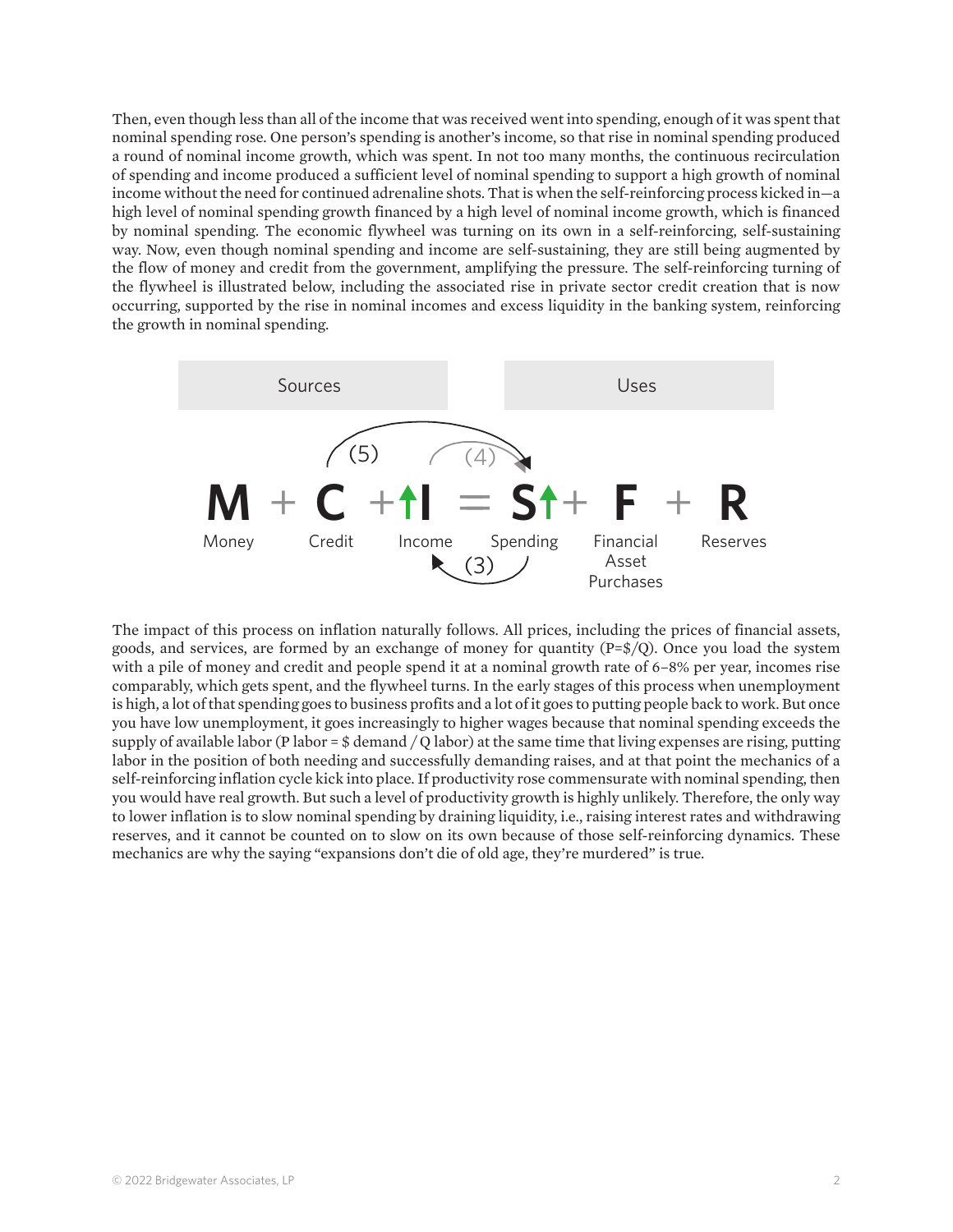Then, even though less than all of the income that was received went into spending, enough of it was spent that nominal spending rose. One person's spending is another's income, so that rise in nominal spending produced a round of nominal income growth, which was spent. In not too many months, the continuous recirculation of spending and income produced a sufficient level of nominal spending to support a high growth of nominal income without the need for continued adrenaline shots. That is when the self-reinforcing process kicked in—a high level of nominal spending growth financed by a high level of nominal income growth, which is financed by nominal spending. The economic flywheel was turning on its own in a self-reinforcing, self-sustaining way. Now, even though nominal spending and income are self-sustaining, they are still being augmented by the flow of money and credit from the government, amplifying the pressure. The self-reinforcing turning of the flywheel is illustrated below, including the associated rise in private sector credit creation that is now occurring, supported by the rise in nominal incomes and excess liquidity in the banking system, reinforcing the growth in nominal spending.

| Sources | | | | Uses | |
|---|---|---|---|---|---|
| **M** + | **C** + | ↑**I** = | **S**↑ + | **F** + | **R** |
| Money | Credit | Income | Spending | Financial Asset Purchases | Reserves |

(3) Spending → Income; (4) Income → Spending; (5) Credit → Spending

The impact of this process on inflation naturally follows. All prices, including the prices of financial assets, goods, and services, are formed by an exchange of money for quantity ($P=\$/Q$). Once you load the system with a pile of money and credit and people spend it at a nominal growth rate of 6–8% per year, incomes rise comparably, which gets spent, and the flywheel turns. In the early stages of this process when unemployment is high, a lot of that spending goes to business profits and a lot of it goes to putting people back to work. But once you have low unemployment, it goes increasingly to higher wages because that nominal spending exceeds the supply of available labor ($P_{labor} = \$_{demand} / Q_{labor}$) at the same time that living expenses are rising, putting labor in the position of both needing and successfully demanding raises, and at that point the mechanics of a self-reinforcing inflation cycle kick into place. If productivity rose commensurate with nominal spending, then you would have real growth. But such a level of productivity growth is highly unlikely. Therefore, the only way to lower inflation is to slow nominal spending by draining liquidity, i.e., raising interest rates and withdrawing reserves, and it cannot be counted on to slow on its own because of those self-reinforcing dynamics. These mechanics are why the saying "expansions don't die of old age, they're murdered" is true.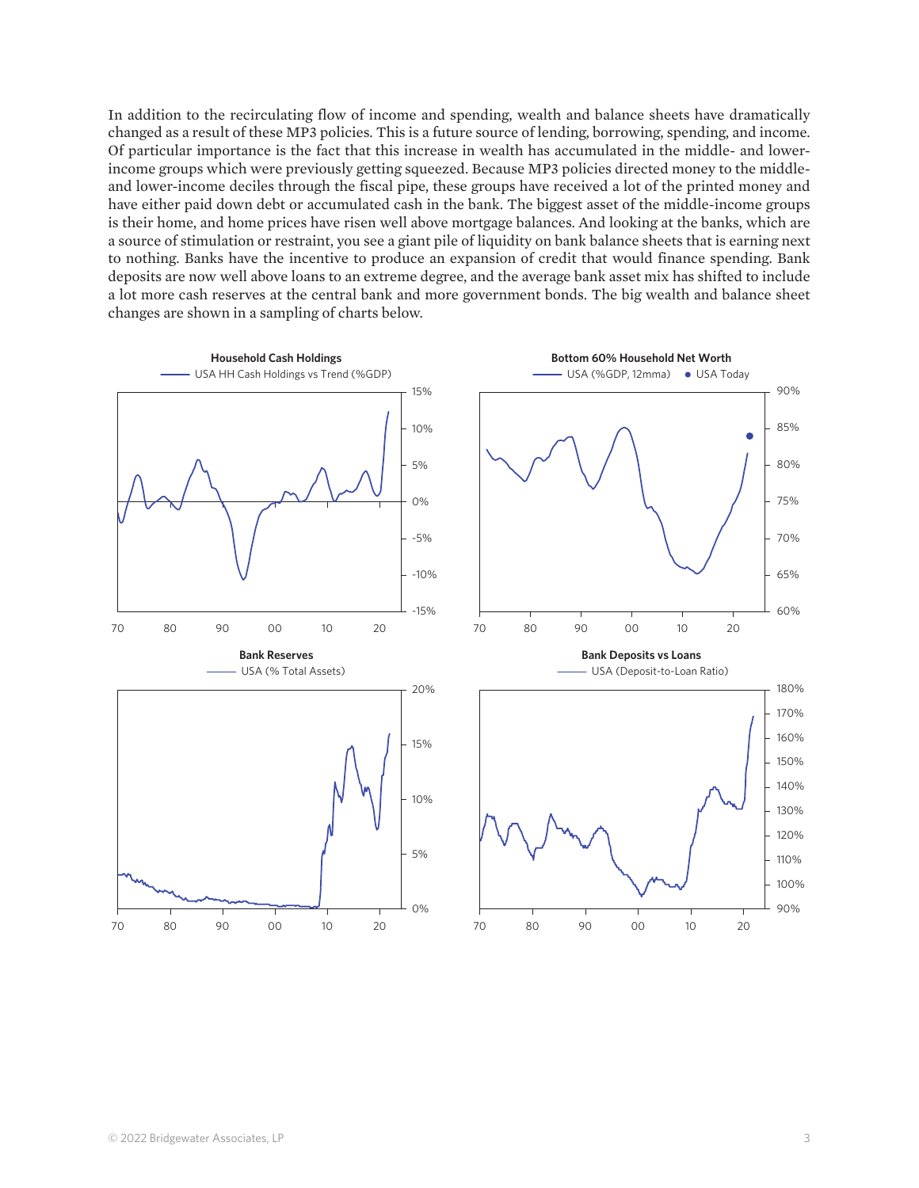In addition to the recirculating flow of income and spending, wealth and balance sheets have dramatically changed as a result of these MP3 policies. This is a future source of lending, borrowing, spending, and income. Of particular importance is the fact that this increase in wealth has accumulated in the middle- and lower-income groups which were previously getting squeezed. Because MP3 policies directed money to the middle- and lower-income deciles through the fiscal pipe, these groups have received a lot of the printed money and have either paid down debt or accumulated cash in the bank. The biggest asset of the middle-income groups is their home, and home prices have risen well above mortgage balances. And looking at the banks, which are a source of stimulation or restraint, you see a giant pile of liquidity on bank balance sheets that is earning next to nothing. Banks have the incentive to produce an expansion of credit that would finance spending. Bank deposits are now well above loans to an extreme degree, and the average bank asset mix has shifted to include a lot more cash reserves at the central bank and more government bonds. The big wealth and balance sheet changes are shown in a sampling of charts below.

**Household Cash Holdings**

USA HH Cash Holdings vs Trend (%GDP)

**Bottom 60% Household Net Worth**

USA (%GDP, 12mma) • USA Today

**Bank Reserves**

USA (% Total Assets)

**Bank Deposits vs Loans**

USA (Deposit-to-Loan Ratio)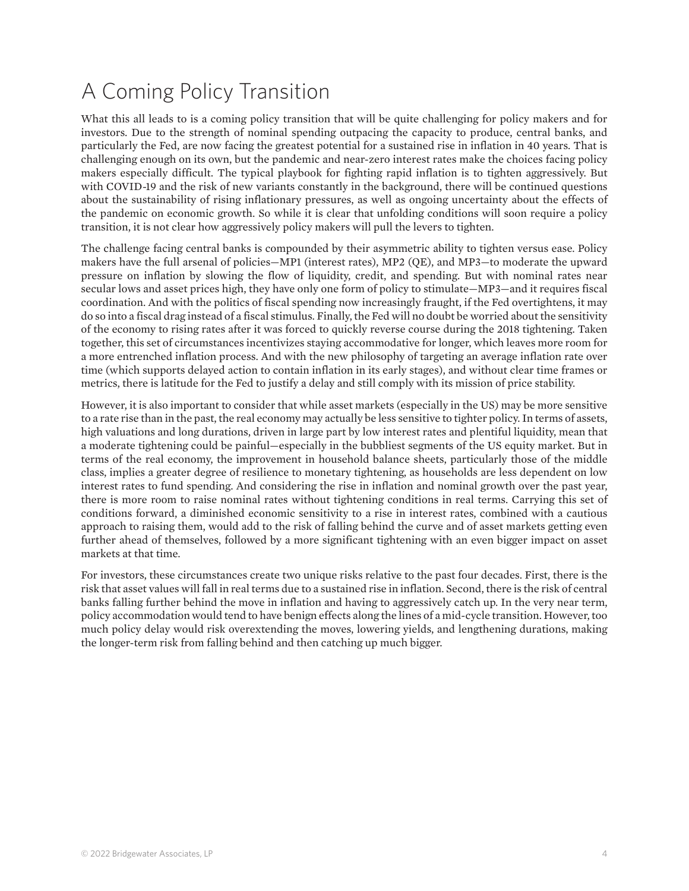# A Coming Policy Transition

What this all leads to is a coming policy transition that will be quite challenging for policy makers and for investors. Due to the strength of nominal spending outpacing the capacity to produce, central banks, and particularly the Fed, are now facing the greatest potential for a sustained rise in inflation in 40 years. That is challenging enough on its own, but the pandemic and near-zero interest rates make the choices facing policy makers especially difficult. The typical playbook for fighting rapid inflation is to tighten aggressively. But with COVID-19 and the risk of new variants constantly in the background, there will be continued questions about the sustainability of rising inflationary pressures, as well as ongoing uncertainty about the effects of the pandemic on economic growth. So while it is clear that unfolding conditions will soon require a policy transition, it is not clear how aggressively policy makers will pull the levers to tighten.

The challenge facing central banks is compounded by their asymmetric ability to tighten versus ease. Policy makers have the full arsenal of policies—MP1 (interest rates), MP2 (QE), and MP3—to moderate the upward pressure on inflation by slowing the flow of liquidity, credit, and spending. But with nominal rates near secular lows and asset prices high, they have only one form of policy to stimulate—MP3—and it requires fiscal coordination. And with the politics of fiscal spending now increasingly fraught, if the Fed overtightens, it may do so into a fiscal drag instead of a fiscal stimulus. Finally, the Fed will no doubt be worried about the sensitivity of the economy to rising rates after it was forced to quickly reverse course during the 2018 tightening. Taken together, this set of circumstances incentivizes staying accommodative for longer, which leaves more room for a more entrenched inflation process. And with the new philosophy of targeting an average inflation rate over time (which supports delayed action to contain inflation in its early stages), and without clear time frames or metrics, there is latitude for the Fed to justify a delay and still comply with its mission of price stability.

However, it is also important to consider that while asset markets (especially in the US) may be more sensitive to a rate rise than in the past, the real economy may actually be less sensitive to tighter policy. In terms of assets, high valuations and long durations, driven in large part by low interest rates and plentiful liquidity, mean that a moderate tightening could be painful—especially in the bubbliest segments of the US equity market. But in terms of the real economy, the improvement in household balance sheets, particularly those of the middle class, implies a greater degree of resilience to monetary tightening, as households are less dependent on low interest rates to fund spending. And considering the rise in inflation and nominal growth over the past year, there is more room to raise nominal rates without tightening conditions in real terms. Carrying this set of conditions forward, a diminished economic sensitivity to a rise in interest rates, combined with a cautious approach to raising them, would add to the risk of falling behind the curve and of asset markets getting even further ahead of themselves, followed by a more significant tightening with an even bigger impact on asset markets at that time.

For investors, these circumstances create two unique risks relative to the past four decades. First, there is the risk that asset values will fall in real terms due to a sustained rise in inflation. Second, there is the risk of central banks falling further behind the move in inflation and having to aggressively catch up. In the very near term, policy accommodation would tend to have benign effects along the lines of a mid-cycle transition. However, too much policy delay would risk overextending the moves, lowering yields, and lengthening durations, making the longer-term risk from falling behind and then catching up much bigger.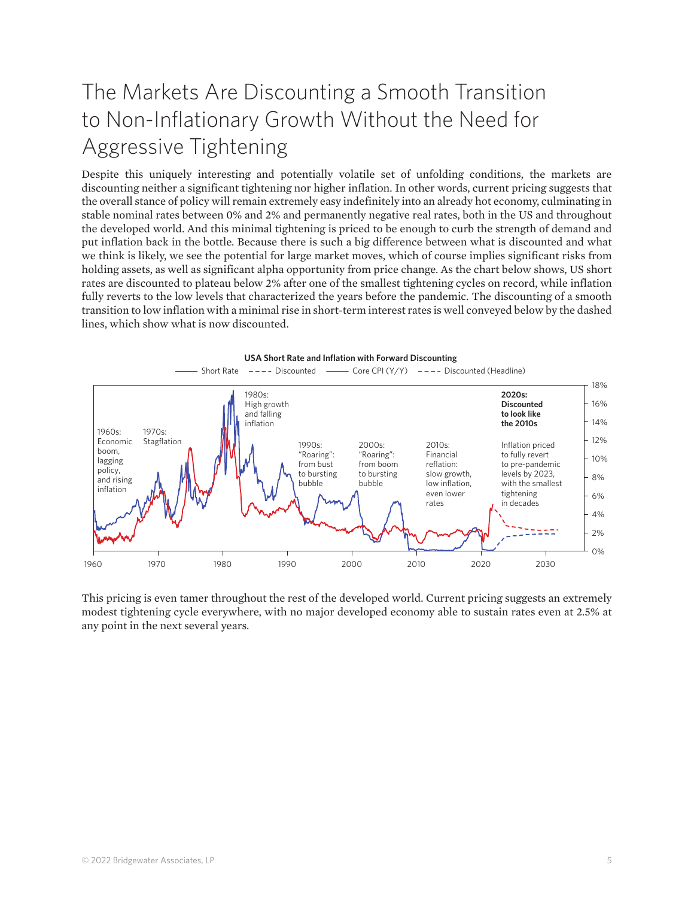# The Markets Are Discounting a Smooth Transition to Non-Inflationary Growth Without the Need for Aggressive Tightening

Despite this uniquely interesting and potentially volatile set of unfolding conditions, the markets are discounting neither a significant tightening nor higher inflation. In other words, current pricing suggests that the overall stance of policy will remain extremely easy indefinitely into an already hot economy, culminating in stable nominal rates between 0% and 2% and permanently negative real rates, both in the US and throughout the developed world. And this minimal tightening is priced to be enough to curb the strength of demand and put inflation back in the bottle. Because there is such a big difference between what is discounted and what we think is likely, we see the potential for large market moves, which of course implies significant risks from holding assets, as well as significant alpha opportunity from price change. As the chart below shows, US short rates are discounted to plateau below 2% after one of the smallest tightening cycles on record, while inflation fully reverts to the low levels that characterized the years before the pandemic. The discounting of a smooth transition to low inflation with a minimal rise in short-term interest rates is well conveyed below by the dashed lines, which show what is now discounted.

**USA Short Rate and Inflation with Forward Discounting**

Legend: Short Rate; Discounted; Core CPI (Y/Y); Discounted (Headline)

- 1960s: Economic boom, lagging policy, and rising inflation
- 1970s: Stagflation
- 1980s: High growth and falling inflation
- 1990s: "Roaring": from bust to bursting bubble
- 2000s: "Roaring": from boom to bursting bubble
- 2010s: Financial reflation: slow growth, low inflation, even lower rates
- **2020s: Discounted to look like the 2010s** — Inflation priced to fully revert to pre-pandemic levels by 2023, with the smallest tightening in decades

This pricing is even tamer throughout the rest of the developed world. Current pricing suggests an extremely modest tightening cycle everywhere, with no major developed economy able to sustain rates even at 2.5% at any point in the next several years.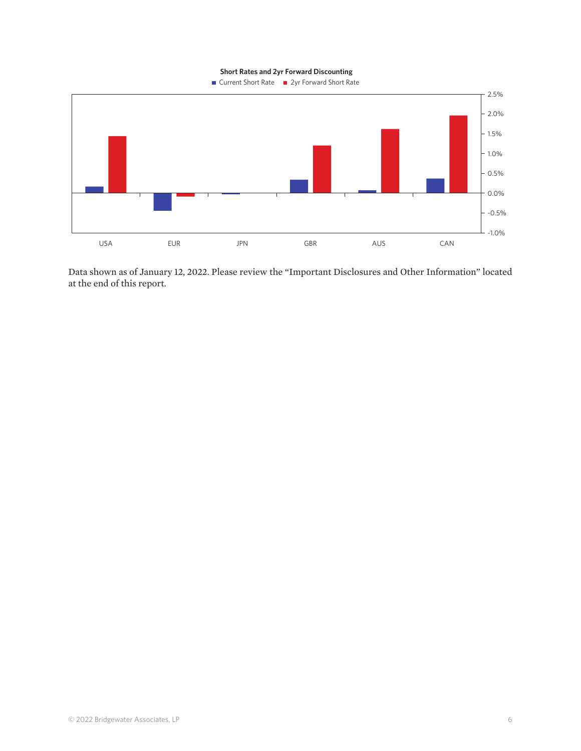**Short Rates and 2yr Forward Discounting**

■ Current Short Rate ■ 2yr Forward Short Rate

Data shown as of January 12, 2022. Please review the "Important Disclosures and Other Information" located at the end of this report.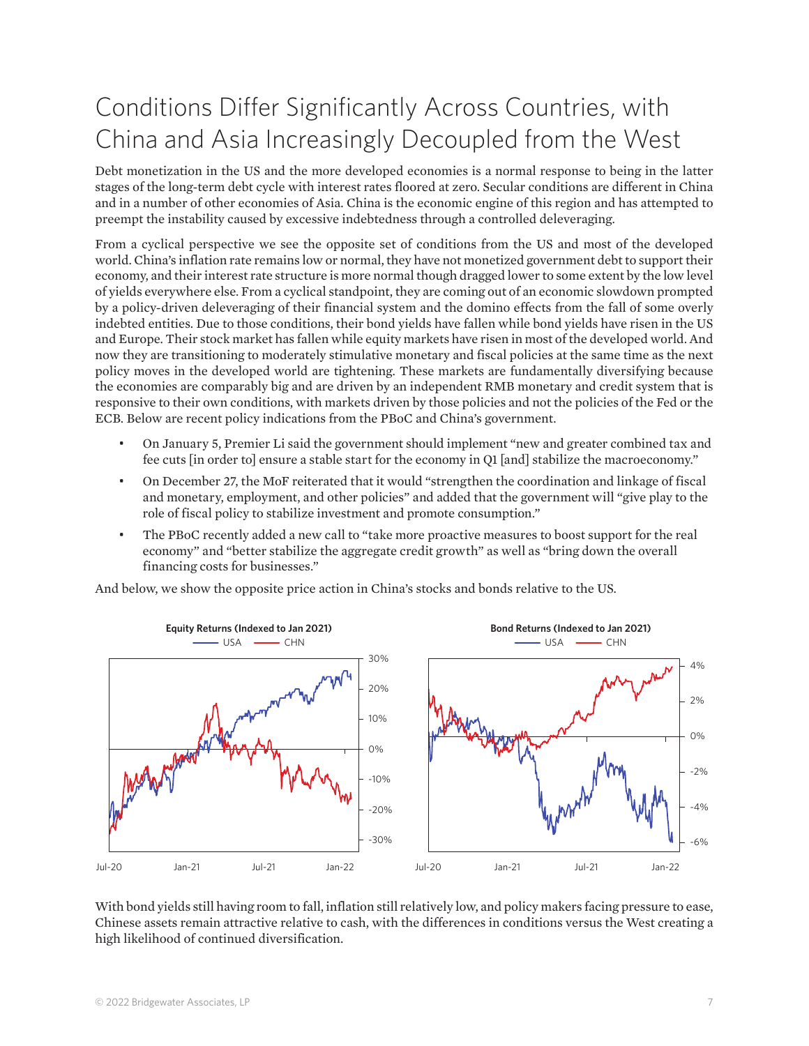# Conditions Differ Significantly Across Countries, with China and Asia Increasingly Decoupled from the West

Debt monetization in the US and the more developed economies is a normal response to being in the latter stages of the long-term debt cycle with interest rates floored at zero. Secular conditions are different in China and in a number of other economies of Asia. China is the economic engine of this region and has attempted to preempt the instability caused by excessive indebtedness through a controlled deleveraging.

From a cyclical perspective we see the opposite set of conditions from the US and most of the developed world. China's inflation rate remains low or normal, they have not monetized government debt to support their economy, and their interest rate structure is more normal though dragged lower to some extent by the low level of yields everywhere else. From a cyclical standpoint, they are coming out of an economic slowdown prompted by a policy-driven deleveraging of their financial system and the domino effects from the fall of some overly indebted entities. Due to those conditions, their bond yields have fallen while bond yields have risen in the US and Europe. Their stock market has fallen while equity markets have risen in most of the developed world. And now they are transitioning to moderately stimulative monetary and fiscal policies at the same time as the next policy moves in the developed world are tightening. These markets are fundamentally diversifying because the economies are comparably big and are driven by an independent RMB monetary and credit system that is responsive to their own conditions, with markets driven by those policies and not the policies of the Fed or the ECB. Below are recent policy indications from the PBoC and China's government.

- On January 5, Premier Li said the government should implement "new and greater combined tax and fee cuts [in order to] ensure a stable start for the economy in Q1 [and] stabilize the macroeconomy."
- On December 27, the MoF reiterated that it would "strengthen the coordination and linkage of fiscal and monetary, employment, and other policies" and added that the government will "give play to the role of fiscal policy to stabilize investment and promote consumption."
- The PBoC recently added a new call to "take more proactive measures to boost support for the real economy" and "better stabilize the aggregate credit growth" as well as "bring down the overall financing costs for businesses."

And below, we show the opposite price action in China's stocks and bonds relative to the US.

**Equity Returns (Indexed to Jan 2021)** — USA, CHN

**Bond Returns (Indexed to Jan 2021)** — USA, CHN

With bond yields still having room to fall, inflation still relatively low, and policy makers facing pressure to ease, Chinese assets remain attractive relative to cash, with the differences in conditions versus the West creating a high likelihood of continued diversification.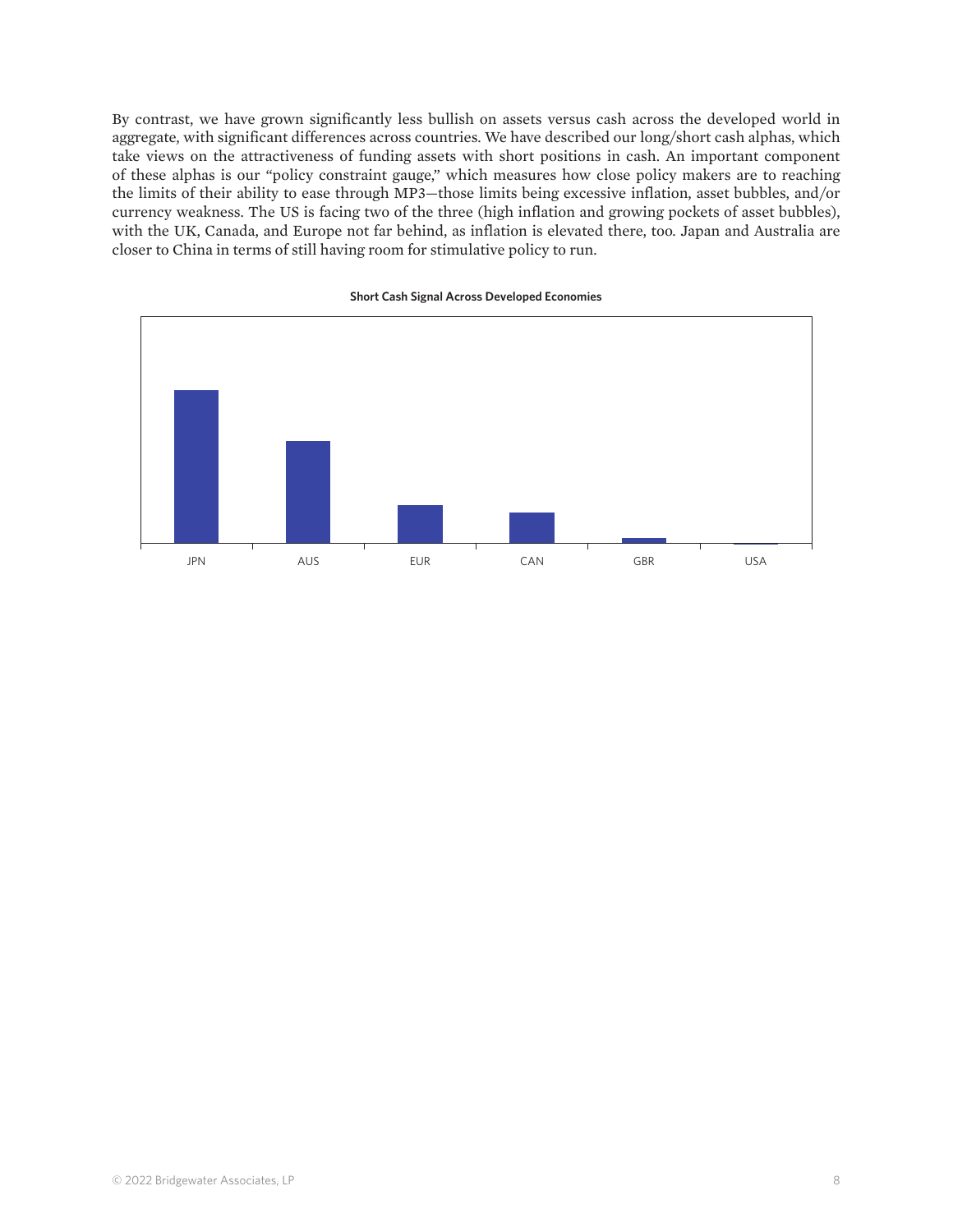By contrast, we have grown significantly less bullish on assets versus cash across the developed world in aggregate, with significant differences across countries. We have described our long/short cash alphas, which take views on the attractiveness of funding assets with short positions in cash. An important component of these alphas is our "policy constraint gauge," which measures how close policy makers are to reaching the limits of their ability to ease through MP3—those limits being excessive inflation, asset bubbles, and/or currency weakness. The US is facing two of the three (high inflation and growing pockets of asset bubbles), with the UK, Canada, and Europe not far behind, as inflation is elevated there, too. Japan and Australia are closer to China in terms of still having room for stimulative policy to run.

**Short Cash Signal Across Developed Economies**

JPN AUS EUR CAN GBR USA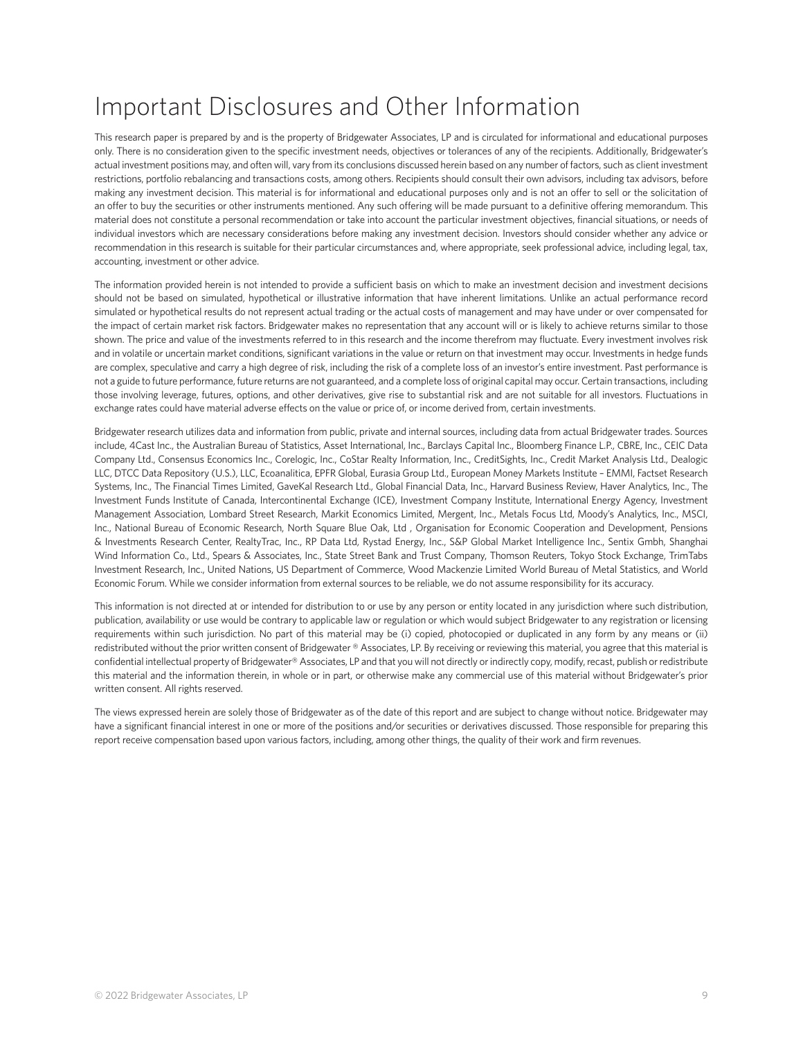# Important Disclosures and Other Information

This research paper is prepared by and is the property of Bridgewater Associates, LP and is circulated for informational and educational purposes only. There is no consideration given to the specific investment needs, objectives or tolerances of any of the recipients. Additionally, Bridgewater's actual investment positions may, and often will, vary from its conclusions discussed herein based on any number of factors, such as client investment restrictions, portfolio rebalancing and transactions costs, among others. Recipients should consult their own advisors, including tax advisors, before making any investment decision. This material is for informational and educational purposes only and is not an offer to sell or the solicitation of an offer to buy the securities or other instruments mentioned. Any such offering will be made pursuant to a definitive offering memorandum. This material does not constitute a personal recommendation or take into account the particular investment objectives, financial situations, or needs of individual investors which are necessary considerations before making any investment decision. Investors should consider whether any advice or recommendation in this research is suitable for their particular circumstances and, where appropriate, seek professional advice, including legal, tax, accounting, investment or other advice.

The information provided herein is not intended to provide a sufficient basis on which to make an investment decision and investment decisions should not be based on simulated, hypothetical or illustrative information that have inherent limitations. Unlike an actual performance record simulated or hypothetical results do not represent actual trading or the actual costs of management and may have under or over compensated for the impact of certain market risk factors. Bridgewater makes no representation that any account will or is likely to achieve returns similar to those shown. The price and value of the investments referred to in this research and the income therefrom may fluctuate. Every investment involves risk and in volatile or uncertain market conditions, significant variations in the value or return on that investment may occur. Investments in hedge funds are complex, speculative and carry a high degree of risk, including the risk of a complete loss of an investor's entire investment. Past performance is not a guide to future performance, future returns are not guaranteed, and a complete loss of original capital may occur. Certain transactions, including those involving leverage, futures, options, and other derivatives, give rise to substantial risk and are not suitable for all investors. Fluctuations in exchange rates could have material adverse effects on the value or price of, or income derived from, certain investments.

Bridgewater research utilizes data and information from public, private and internal sources, including data from actual Bridgewater trades. Sources include, 4Cast Inc., the Australian Bureau of Statistics, Asset International, Inc., Barclays Capital Inc., Bloomberg Finance L.P., CBRE, Inc., CEIC Data Company Ltd., Consensus Economics Inc., Corelogic, Inc., CoStar Realty Information, Inc., CreditSights, Inc., Credit Market Analysis Ltd., Dealogic LLC, DTCC Data Repository (U.S.), LLC, Ecoanalitica, EPFR Global, Eurasia Group Ltd., European Money Markets Institute – EMMI, Factset Research Systems, Inc., The Financial Times Limited, GaveKal Research Ltd., Global Financial Data, Inc., Harvard Business Review, Haver Analytics, Inc., The Investment Funds Institute of Canada, Intercontinental Exchange (ICE), Investment Company Institute, International Energy Agency, Investment Management Association, Lombard Street Research, Markit Economics Limited, Mergent, Inc., Metals Focus Ltd, Moody's Analytics, Inc., MSCI, Inc., National Bureau of Economic Research, North Square Blue Oak, Ltd , Organisation for Economic Cooperation and Development, Pensions & Investments Research Center, RealtyTrac, Inc., RP Data Ltd, Rystad Energy, Inc., S&P Global Market Intelligence Inc., Sentix Gmbh, Shanghai Wind Information Co., Ltd., Spears & Associates, Inc., State Street Bank and Trust Company, Thomson Reuters, Tokyo Stock Exchange, TrimTabs Investment Research, Inc., United Nations, US Department of Commerce, Wood Mackenzie Limited World Bureau of Metal Statistics, and World Economic Forum. While we consider information from external sources to be reliable, we do not assume responsibility for its accuracy.

This information is not directed at or intended for distribution to or use by any person or entity located in any jurisdiction where such distribution, publication, availability or use would be contrary to applicable law or regulation or which would subject Bridgewater to any registration or licensing requirements within such jurisdiction. No part of this material may be (i) copied, photocopied or duplicated in any form by any means or (ii) redistributed without the prior written consent of Bridgewater ® Associates, LP. By receiving or reviewing this material, you agree that this material is confidential intellectual property of Bridgewater® Associates, LP and that you will not directly or indirectly copy, modify, recast, publish or redistribute this material and the information therein, in whole or in part, or otherwise make any commercial use of this material without Bridgewater's prior written consent. All rights reserved.

The views expressed herein are solely those of Bridgewater as of the date of this report and are subject to change without notice. Bridgewater may have a significant financial interest in one or more of the positions and/or securities or derivatives discussed. Those responsible for preparing this report receive compensation based upon various factors, including, among other things, the quality of their work and firm revenues.